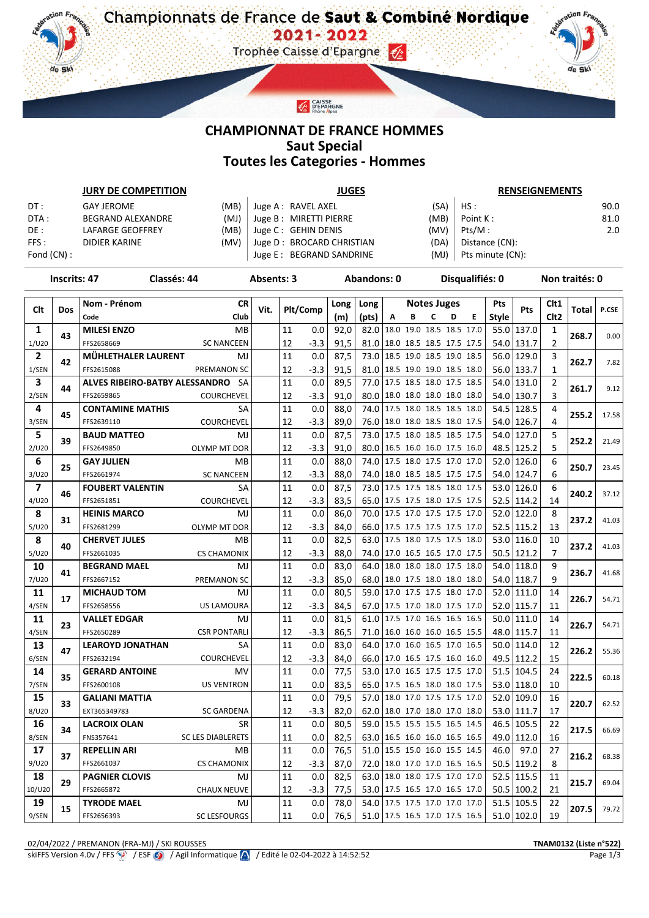# Championnats de France de Saut & Combiné Nordique

## 2021- 2022

Trophée Caisse d'Epargne

# CHAMPIONNAT DE FRANCE HOMMES
## Saut Special
## Toutes les Categories - Hommes

| JURY DE COMPETITION | | | JUGES | | RENSEIGNEMENTS | |
|---|---|---|---|---|---|---|
| DT : | GAY JEROME | (MB) | Juge A : RAVEL AXEL | (SA) | HS : | 90.0 |
| DTA : | BEGRAND ALEXANDRE | (MJ) | Juge B : MIRETTI PIERRE | (MB) | Point K : | 81.0 |
| DE : | LAFARGE GEOFFREY | (MB) | Juge C : GEHIN DENIS | (MV) | Pts/M : | 2.0 |
| FFS : | DIDIER KARINE | (MV) | Juge D : BROCARD CHRISTIAN | (DA) | Distance (CN): | |
| Fond (CN) : | | | Juge E : BEGRAND SANDRINE | (MJ) | Pts minute (CN): | |

**Inscrits: 47** | **Classés: 44** | **Absents: 3** | **Abandons: 0** | **Disqualifiés: 0** | **Non traités: 0**

| Clt | Dos | Nom - Prénom / Code | CR / Club | Vit. | Plt/Comp | | Long (m) | Long (pts) | A | B | C | D | E | Pts Style | Pts | Clt1 / Clt2 | Total | P.CSE |
|---|---|---|---|---|---|---|---|---|---|---|---|---|---|---|---|---|---|---|
| **1** | 43 | **MILESI ENZO** | MB | | 11 | 0.0 | 92,0 | 82.0 | 18.0 | 19.0 | 18.5 | 18.5 | 17.0 | 55.0 | 137.0 | 1 | **268.7** | 0.00 |
| 1/U20 | | FFS2658669 | SC NANCEEN | | 12 | -3.3 | 91,5 | 81.0 | 18.0 | 18.5 | 18.5 | 17.5 | 17.5 | 54.0 | 131.7 | 2 | | |
| **2** | 42 | **MÜHLETHALER LAURENT** | MJ | | 11 | 0.0 | 87,5 | 73.0 | 18.5 | 19.0 | 18.5 | 19.0 | 18.5 | 56.0 | 129.0 | 3 | **262.7** | 7.82 |
| 1/SEN | | FFS2615088 | PREMANON SC | | 12 | -3.3 | 91,5 | 81.0 | 18.5 | 19.0 | 19.0 | 18.5 | 18.0 | 56.0 | 133.7 | 1 | | |
| **3** | 44 | **ALVES RIBEIRO-BATBY ALESSANDRO** | SA | | 11 | 0.0 | 89,5 | 77.0 | 17.5 | 18.5 | 18.0 | 17.5 | 18.5 | 54.0 | 131.0 | 2 | **261.7** | 9.12 |
| 2/SEN | | FFS2659865 | COURCHEVEL | | 12 | -3.3 | 91,0 | 80.0 | 18.0 | 18.0 | 18.0 | 18.0 | 18.0 | 54.0 | 130.7 | 3 | | |
| **4** | 45 | **CONTAMINE MATHIS** | SA | | 11 | 0.0 | 88,0 | 74.0 | 17.5 | 18.0 | 18.5 | 18.5 | 18.0 | 54.5 | 128.5 | 4 | **255.2** | 17.58 |
| 3/SEN | | FFS2639110 | COURCHEVEL | | 12 | -3.3 | 89,0 | 76.0 | 18.0 | 18.0 | 18.5 | 18.0 | 17.5 | 54.0 | 126.7 | 4 | | |
| **5** | 39 | **BAUD MATTEO** | MJ | | 11 | 0.0 | 87,5 | 73.0 | 17.5 | 18.0 | 18.5 | 18.5 | 17.5 | 54.0 | 127.0 | 5 | **252.2** | 21.49 |
| 2/U20 | | FFS2649850 | OLYMP MT DOR | | 12 | -3.3 | 91,0 | 80.0 | 16.5 | 16.0 | 16.0 | 17.5 | 16.0 | 48.5 | 125.2 | 5 | | |
| **6** | 25 | **GAY JULIEN** | MB | | 11 | 0.0 | 88,0 | 74.0 | 17.5 | 18.0 | 17.5 | 17.0 | 17.0 | 52.0 | 126.0 | 6 | **250.7** | 23.45 |
| 3/U20 | | FFS2661974 | SC NANCEEN | | 12 | -3.3 | 88,0 | 74.0 | 18.0 | 18.5 | 18.5 | 17.5 | 17.5 | 54.0 | 124.7 | 6 | | |
| **7** | 46 | **FOUBERT VALENTIN** | SA | | 11 | 0.0 | 87,5 | 73.0 | 17.5 | 17.5 | 18.5 | 18.0 | 17.5 | 53.0 | 126.0 | 6 | **240.2** | 37.12 |
| 4/U20 | | FFS2651851 | COURCHEVEL | | 12 | -3.3 | 83,5 | 65.0 | 17.5 | 17.5 | 18.0 | 17.5 | 17.5 | 52.5 | 114.2 | 14 | | |
| **8** | 31 | **HEINIS MARCO** | MJ | | 11 | 0.0 | 86,0 | 70.0 | 17.5 | 17.0 | 17.5 | 17.5 | 17.0 | 52.0 | 122.0 | 8 | **237.2** | 41.03 |
| 5/U20 | | FFS2681299 | OLYMP MT DOR | | 12 | -3.3 | 84,0 | 66.0 | 17.5 | 17.5 | 17.5 | 17.5 | 17.0 | 52.5 | 115.2 | 13 | | |
| **8** | 40 | **CHERVET JULES** | MB | | 11 | 0.0 | 82,5 | 63.0 | 17.5 | 18.0 | 17.5 | 17.5 | 18.0 | 53.0 | 116.0 | 10 | **237.2** | 41.03 |
| 5/U20 | | FFS2661035 | CS CHAMONIX | | 12 | -3.3 | 88,0 | 74.0 | 17.0 | 16.5 | 16.5 | 17.0 | 17.5 | 50.5 | 121.2 | 7 | | |
| **10** | 41 | **BEGRAND MAEL** | MJ | | 11 | 0.0 | 83,0 | 64.0 | 18.0 | 18.0 | 18.0 | 17.5 | 18.0 | 54.0 | 118.0 | 9 | **236.7** | 41.68 |
| 7/U20 | | FFS2667152 | PREMANON SC | | 12 | -3.3 | 85,0 | 68.0 | 18.0 | 17.5 | 18.0 | 18.0 | 18.0 | 54.0 | 118.7 | 9 | | |
| **11** | 17 | **MICHAUD TOM** | MJ | | 11 | 0.0 | 80,5 | 59.0 | 17.0 | 17.5 | 17.5 | 18.0 | 17.0 | 52.0 | 111.0 | 14 | **226.7** | 54.71 |
| 4/SEN | | FFS2658556 | US LAMOURA | | 12 | -3.3 | 84,5 | 67.0 | 17.5 | 17.0 | 18.0 | 17.5 | 17.0 | 52.0 | 115.7 | 11 | | |
| **11** | 23 | **VALLET EDGAR** | MJ | | 11 | 0.0 | 81,5 | 61.0 | 17.5 | 17.0 | 16.5 | 16.5 | 16.5 | 50.0 | 111.0 | 14 | **226.7** | 54.71 |
| 4/SEN | | FFS2650289 | CSR PONTARLI | | 12 | -3.3 | 86,5 | 71.0 | 16.0 | 16.0 | 16.0 | 16.5 | 15.5 | 48.0 | 115.7 | 11 | | |
| **13** | 47 | **LEAROYD JONATHAN** | SA | | 11 | 0.0 | 83,0 | 64.0 | 17.0 | 16.0 | 16.5 | 17.0 | 16.5 | 50.0 | 114.0 | 12 | **226.2** | 55.36 |
| 6/SEN | | FFS2632194 | COURCHEVEL | | 12 | -3.3 | 84,0 | 66.0 | 17.0 | 16.5 | 17.5 | 16.0 | 16.0 | 49.5 | 112.2 | 15 | | |
| **14** | 35 | **GERARD ANTOINE** | MV | | 11 | 0.0 | 77,5 | 53.0 | 17.0 | 16.5 | 17.5 | 17.5 | 17.0 | 51.5 | 104.5 | 24 | **222.5** | 60.18 |
| 7/SEN | | FFS2600108 | US VENTRON | | 11 | 0.0 | 83,5 | 65.0 | 17.5 | 16.5 | 18.0 | 18.0 | 17.5 | 53.0 | 118.0 | 10 | | |
| **15** | 33 | **GALIANI MATTIA** | | | 11 | 0.0 | 79,5 | 57.0 | 18.0 | 17.0 | 17.5 | 17.5 | 17.0 | 52.0 | 109.0 | 16 | **220.7** | 62.52 |
| 8/U20 | | EXT365349783 | SC GARDENA | | 12 | -3.3 | 82,0 | 62.0 | 18.0 | 17.0 | 18.0 | 17.0 | 18.0 | 53.0 | 111.7 | 17 | | |
| **16** | 34 | **LACROIX OLAN** | SR | | 11 | 0.0 | 80,5 | 59.0 | 15.5 | 15.5 | 15.5 | 16.5 | 14.5 | 46.5 | 105.5 | 22 | **217.5** | 66.69 |
| 8/SEN | | FNS357641 | SC LES DIABLERETS | | 11 | 0.0 | 82,5 | 63.0 | 16.5 | 16.0 | 16.0 | 16.5 | 16.5 | 49.0 | 112.0 | 16 | | |
| **17** | 37 | **REPELLIN ARI** | MB | | 11 | 0.0 | 76,5 | 51.0 | 15.5 | 15.0 | 16.0 | 15.5 | 14.5 | 46.0 | 97.0 | 27 | **216.2** | 68.38 |
| 9/U20 | | FFS2661037 | CS CHAMONIX | | 12 | -3.3 | 87,0 | 72.0 | 18.0 | 17.0 | 17.0 | 16.5 | 16.5 | 50.5 | 119.2 | 8 | | |
| **18** | 29 | **PAGNIER CLOVIS** | MJ | | 11 | 0.0 | 82,5 | 63.0 | 18.0 | 18.0 | 17.5 | 17.0 | 17.0 | 52.5 | 115.5 | 11 | **215.7** | 69.04 |
| 10/U20 | | FFS2665872 | CHAUX NEUVE | | 12 | -3.3 | 77,5 | 53.0 | 17.5 | 16.5 | 17.0 | 16.5 | 17.0 | 50.5 | 100.2 | 21 | | |
| **19** | 15 | **TYRODE MAEL** | MJ | | 11 | 0.0 | 78,0 | 54.0 | 17.5 | 17.5 | 17.0 | 17.0 | 17.0 | 51.5 | 105.5 | 22 | **207.5** | 79.72 |
| 9/SEN | | FFS2656393 | SC LESFOURGS | | 11 | 0.0 | 76,5 | 51.0 | 17.5 | 16.5 | 17.0 | 17.5 | 16.5 | 51.0 | 102.0 | 19 | | |

02/04/2022 / PREMANON (FRA-MJ) / SKI ROUSSES — **TNAM0132 (Liste n°522)**

skiFFS Version 4.0v / FFS / ESF / Agil Informatique / Edité le 02-04-2022 à 14:52:52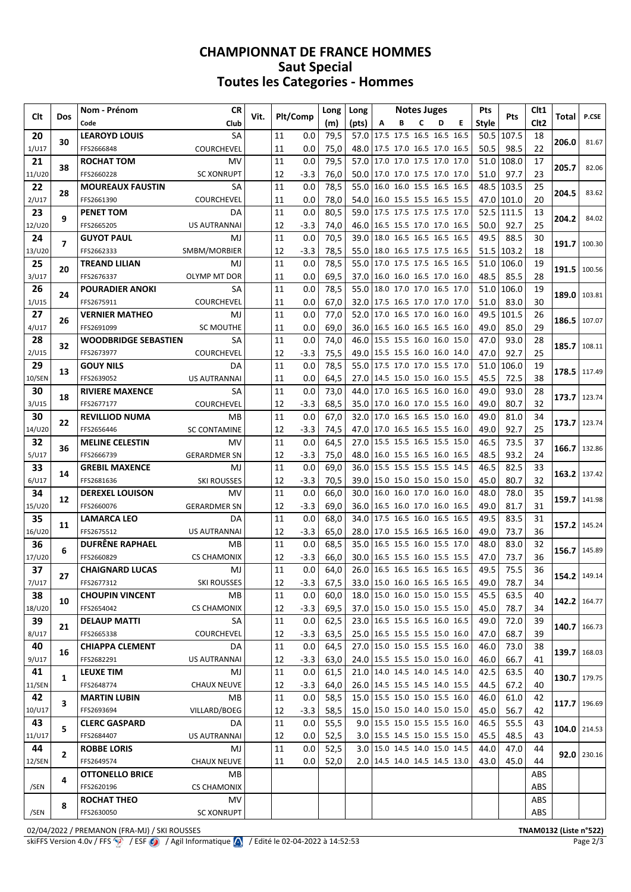# CHAMPIONNAT DE FRANCE HOMMES
## Saut Special
## Toutes les Categories - Hommes

| Clt | Dos | Nom - Prénom / Code | CR / Club | Vit. | Plt/Comp | | Long (m) | Long (pts) | A | B | C | D | E | Pts Style | Pts | Clt1 / Clt2 | Total | P.CSE |
|---|---|---|---|---|---|---|---|---|---|---|---|---|---|---|---|---|---|---|
| 20 | 30 | LEAROYD LOUIS | SA | | 11 | 0.0 | 79,5 | 57.0 | 17.5 | 17.5 | 16.5 | 16.5 | 16.5 | 50.5 | 107.5 | 18 | 206.0 | 81.67 |
| 1/U17 | | FFS2666848 | COURCHEVEL | | 11 | 0.0 | 75,0 | 48.0 | 17.5 | 17.0 | 16.5 | 17.0 | 16.5 | 50.5 | 98.5 | 22 | | |
| 21 | 38 | ROCHAT TOM | MV | | 11 | 0.0 | 79,5 | 57.0 | 17.0 | 17.0 | 17.5 | 17.0 | 17.0 | 51.0 | 108.0 | 17 | 205.7 | 82.06 |
| 11/U20 | | FFS2660228 | SC XONRUPT | | 12 | -3.3 | 76,0 | 50.0 | 17.0 | 17.0 | 17.5 | 17.0 | 17.0 | 51.0 | 97.7 | 23 | | |
| 22 | 28 | MOUREAUX FAUSTIN | SA | | 11 | 0.0 | 78,5 | 55.0 | 16.0 | 16.0 | 15.5 | 16.5 | 16.5 | 48.5 | 103.5 | 25 | 204.5 | 83.62 |
| 2/U17 | | FFS2661390 | COURCHEVEL | | 11 | 0.0 | 78,0 | 54.0 | 16.0 | 15.5 | 15.5 | 16.5 | 15.5 | 47.0 | 101.0 | 20 | | |
| 23 | 9 | PENET TOM | DA | | 11 | 0.0 | 80,5 | 59.0 | 17.5 | 17.5 | 17.5 | 17.5 | 17.0 | 52.5 | 111.5 | 13 | 204.2 | 84.02 |
| 12/U20 | | FFS2665205 | US AUTRANNAI | | 12 | -3.3 | 74,0 | 46.0 | 16.5 | 15.5 | 17.0 | 17.0 | 16.5 | 50.0 | 92.7 | 25 | | |
| 24 | 7 | GUYOT PAUL | MJ | | 11 | 0.0 | 70,5 | 39.0 | 18.0 | 16.5 | 16.5 | 16.5 | 16.5 | 49.5 | 88.5 | 30 | 191.7 | 100.30 |
| 13/U20 | | FFS2662333 | SMBM/MORBIER | | 12 | -3.3 | 78,5 | 55.0 | 18.0 | 16.5 | 17.5 | 17.5 | 16.5 | 51.5 | 103.2 | 18 | | |
| 25 | 20 | TREAND LILIAN | MJ | | 11 | 0.0 | 78,5 | 55.0 | 17.0 | 17.5 | 17.5 | 16.5 | 16.5 | 51.0 | 106.0 | 19 | 191.5 | 100.56 |
| 3/U17 | | FFS2676337 | OLYMP MT DOR | | 11 | 0.0 | 69,5 | 37.0 | 16.0 | 16.0 | 16.5 | 17.0 | 16.0 | 48.5 | 85.5 | 28 | | |
| 26 | 24 | POURADIER ANOKI | SA | | 11 | 0.0 | 78,5 | 55.0 | 18.0 | 17.0 | 17.0 | 16.5 | 17.0 | 51.0 | 106.0 | 19 | 189.0 | 103.81 |
| 1/U15 | | FFS2675911 | COURCHEVEL | | 11 | 0.0 | 67,0 | 32.0 | 17.5 | 16.5 | 17.0 | 17.0 | 17.0 | 51.0 | 83.0 | 30 | | |
| 27 | 26 | VERNIER MATHEO | MJ | | 11 | 0.0 | 77,0 | 52.0 | 17.0 | 16.5 | 17.0 | 16.0 | 16.0 | 49.5 | 101.5 | 26 | 186.5 | 107.07 |
| 4/U17 | | FFS2691099 | SC MOUTHE | | 11 | 0.0 | 69,0 | 36.0 | 16.5 | 16.0 | 16.5 | 16.5 | 16.0 | 49.0 | 85.0 | 29 | | |
| 28 | 32 | WOODBRIDGE SEBASTIEN | SA | | 11 | 0.0 | 74,0 | 46.0 | 15.5 | 15.5 | 16.0 | 16.0 | 15.0 | 47.0 | 93.0 | 28 | 185.7 | 108.11 |
| 2/U15 | | FFS2673977 | COURCHEVEL | | 12 | -3.3 | 75,5 | 49.0 | 15.5 | 15.5 | 16.0 | 16.0 | 14.0 | 47.0 | 92.7 | 25 | | |
| 29 | 13 | GOUY NILS | DA | | 11 | 0.0 | 78,5 | 55.0 | 17.5 | 17.0 | 17.0 | 15.5 | 17.0 | 51.0 | 106.0 | 19 | 178.5 | 117.49 |
| 10/SEN | | FFS2639052 | US AUTRANNAI | | 11 | 0.0 | 64,5 | 27.0 | 14.5 | 15.0 | 15.0 | 16.0 | 15.5 | 45.5 | 72.5 | 38 | | |
| 30 | 18 | RIVIERE MAXENCE | SA | | 11 | 0.0 | 73,0 | 44.0 | 17.0 | 16.5 | 16.5 | 16.0 | 16.0 | 49.0 | 93.0 | 28 | 173.7 | 123.74 |
| 3/U15 | | FFS2677177 | COURCHEVEL | | 12 | -3.3 | 68,5 | 35.0 | 17.0 | 16.0 | 17.0 | 15.5 | 16.0 | 49.0 | 80.7 | 32 | | |
| 30 | 22 | REVILLIOD NUMA | MB | | 11 | 0.0 | 67,0 | 32.0 | 17.0 | 16.5 | 16.5 | 15.0 | 16.0 | 49.0 | 81.0 | 34 | 173.7 | 123.74 |
| 14/U20 | | FFS2656446 | SC CONTAMINE | | 12 | -3.3 | 74,5 | 47.0 | 17.0 | 16.5 | 16.5 | 15.5 | 16.0 | 49.0 | 92.7 | 25 | | |
| 32 | 36 | MELINE CELESTIN | MV | | 11 | 0.0 | 64,5 | 27.0 | 15.5 | 15.5 | 16.5 | 15.5 | 15.0 | 46.5 | 73.5 | 37 | 166.7 | 132.86 |
| 5/U17 | | FFS2666739 | GERARDMER SN | | 12 | -3.3 | 75,0 | 48.0 | 16.0 | 15.5 | 16.5 | 16.0 | 16.5 | 48.5 | 93.2 | 24 | | |
| 33 | 14 | GREBIL MAXENCE | MJ | | 11 | 0.0 | 69,0 | 36.0 | 15.5 | 15.5 | 15.5 | 15.5 | 14.5 | 46.5 | 82.5 | 33 | 163.2 | 137.42 |
| 6/U17 | | FFS2681636 | SKI ROUSSES | | 12 | -3.3 | 70,5 | 39.0 | 15.0 | 15.0 | 15.0 | 15.0 | 15.0 | 45.0 | 80.7 | 32 | | |
| 34 | 12 | DEREXEL LOUISON | MV | | 11 | 0.0 | 66,0 | 30.0 | 16.0 | 16.0 | 17.0 | 16.0 | 16.0 | 48.0 | 78.0 | 35 | 159.7 | 141.98 |
| 15/U20 | | FFS2660076 | GERARDMER SN | | 12 | -3.3 | 69,0 | 36.0 | 16.5 | 16.0 | 17.0 | 16.0 | 16.5 | 49.0 | 81.7 | 31 | | |
| 35 | 11 | LAMARCA LEO | DA | | 11 | 0.0 | 68,0 | 34.0 | 17.5 | 16.5 | 16.0 | 16.5 | 16.5 | 49.5 | 83.5 | 31 | 157.2 | 145.24 |
| 16/U20 | | FFS2675512 | US AUTRANNAI | | 12 | -3.3 | 65,0 | 28.0 | 17.0 | 15.5 | 16.5 | 16.5 | 16.0 | 49.0 | 73.7 | 36 | | |
| 36 | 6 | DUFRÊNE RAPHAEL | MB | | 11 | 0.0 | 68,5 | 35.0 | 16.5 | 15.5 | 16.0 | 15.5 | 17.0 | 48.0 | 83.0 | 32 | 156.7 | 145.89 |
| 17/U20 | | FFS2660829 | CS CHAMONIX | | 12 | -3.3 | 66,0 | 30.0 | 16.5 | 15.5 | 16.0 | 15.5 | 15.5 | 47.0 | 73.7 | 36 | | |
| 37 | 27 | CHAIGNARD LUCAS | MJ | | 11 | 0.0 | 64,0 | 26.0 | 16.5 | 16.5 | 16.5 | 16.5 | 16.5 | 49.5 | 75.5 | 36 | 154.2 | 149.14 |
| 7/U17 | | FFS2677312 | SKI ROUSSES | | 12 | -3.3 | 67,5 | 33.0 | 15.0 | 16.0 | 16.5 | 16.5 | 16.5 | 49.0 | 78.7 | 34 | | |
| 38 | 10 | CHOUPIN VINCENT | MB | | 11 | 0.0 | 60,0 | 18.0 | 15.0 | 16.0 | 15.0 | 15.0 | 15.5 | 45.5 | 63.5 | 40 | 142.2 | 164.77 |
| 18/U20 | | FFS2654042 | CS CHAMONIX | | 12 | -3.3 | 69,5 | 37.0 | 15.0 | 15.0 | 15.0 | 15.5 | 15.0 | 45.0 | 78.7 | 34 | | |
| 39 | 21 | DELAUP MATTI | SA | | 11 | 0.0 | 62,5 | 23.0 | 16.5 | 15.5 | 16.5 | 16.0 | 16.5 | 49.0 | 72.0 | 39 | 140.7 | 166.73 |
| 8/U17 | | FFS2665338 | COURCHEVEL | | 12 | -3.3 | 63,5 | 25.0 | 16.5 | 15.5 | 15.5 | 15.0 | 16.0 | 47.0 | 68.7 | 39 | | |
| 40 | 16 | CHIAPPA CLEMENT | DA | | 11 | 0.0 | 64,5 | 27.0 | 15.0 | 15.0 | 15.5 | 15.5 | 16.0 | 46.0 | 73.0 | 38 | 139.7 | 168.03 |
| 9/U17 | | FFS2682291 | US AUTRANNAI | | 12 | -3.3 | 63,0 | 24.0 | 15.5 | 15.5 | 15.0 | 15.0 | 16.0 | 46.0 | 66.7 | 41 | | |
| 41 | 1 | LEUXE TIM | MJ | | 11 | 0.0 | 61,5 | 21.0 | 14.0 | 14.5 | 14.0 | 14.5 | 14.0 | 42.5 | 63.5 | 40 | 130.7 | 179.75 |
| 11/SEN | | FFS2648774 | CHAUX NEUVE | | 12 | -3.3 | 64,0 | 26.0 | 14.5 | 15.5 | 14.5 | 14.0 | 15.5 | 44.5 | 67.2 | 40 | | |
| 42 | 3 | MARTIN LUBIN | MB | | 11 | 0.0 | 58,5 | 15.0 | 15.5 | 15.0 | 15.0 | 15.5 | 16.0 | 46.0 | 61.0 | 42 | 117.7 | 196.69 |
| 10/U17 | | FFS2693694 | VILLARD/BOEG | | 12 | -3.3 | 58,5 | 15.0 | 15.0 | 15.0 | 14.0 | 15.0 | 15.0 | 45.0 | 56.7 | 42 | | |
| 43 | 5 | CLERC GASPARD | DA | | 11 | 0.0 | 55,5 | 9.0 | 15.5 | 15.0 | 15.5 | 15.5 | 16.0 | 46.5 | 55.5 | 43 | 104.0 | 214.53 |
| 11/U17 | | FFS2684407 | US AUTRANNAI | | 12 | 0.0 | 52,5 | 3.0 | 15.5 | 14.5 | 15.0 | 15.5 | 15.0 | 45.5 | 48.5 | 43 | | |
| 44 | 2 | ROBBE LORIS | MJ | | 11 | 0.0 | 52,5 | 3.0 | 15.0 | 14.5 | 14.0 | 15.0 | 14.5 | 44.0 | 47.0 | 44 | 92.0 | 230.16 |
| 12/SEN | | FFS2649574 | CHAUX NEUVE | | 11 | 0.0 | 52,0 | 2.0 | 14.5 | 14.0 | 14.5 | 14.5 | 13.0 | 43.0 | 45.0 | 44 | | |
| | 4 | OTTONELLO BRICE | MB | | | | | | | | | | | | | ABS | | |
| /SEN | | FFS2620196 | CS CHAMONIX | | | | | | | | | | | | | ABS | | |
| | 8 | ROCHAT THEO | MV | | | | | | | | | | | | | ABS | | |
| /SEN | | FFS2630050 | SC XONRUPT | | | | | | | | | | | | | ABS | | |

02/04/2022 / PREMANON (FRA-MJ) / SKI ROUSSES

TNAM0132 (Liste n°522)

skiFFS Version 4.0v / FFS / ESF / Agil Informatique / Edité le 02-04-2022 à 14:52:53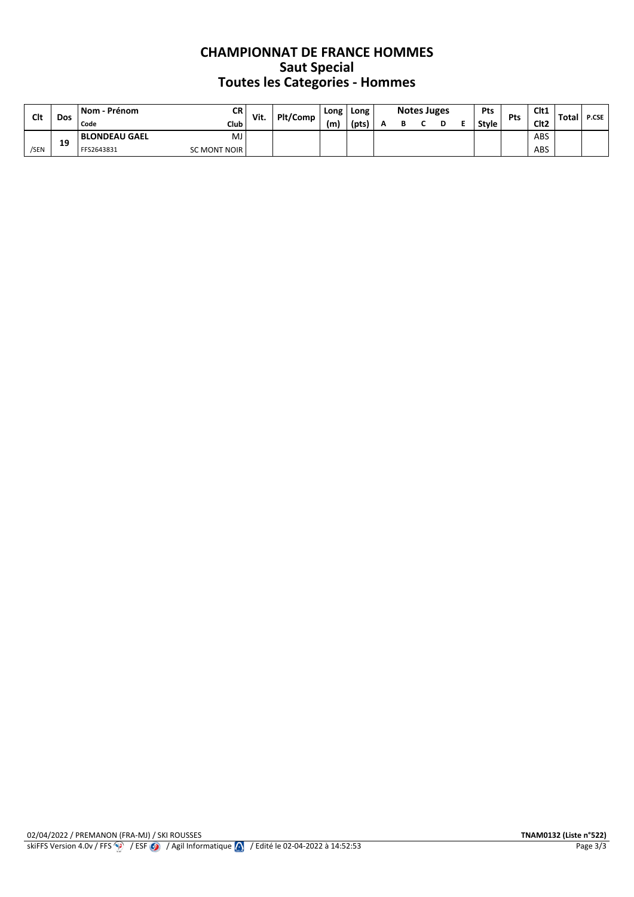# CHAMPIONNAT DE FRANCE HOMMES
## Saut Special
## Toutes les Categories - Hommes

| Clt | Dos | Nom - Prénom / Code | CR / Club | Vit. | Plt/Comp | Long (m) | Long (pts) | A | B | C | D | E | Pts Style | Pts | Clt1 / Clt2 | Total | P.CSE |
|---|---|---|---|---|---|---|---|---|---|---|---|---|---|---|---|---|---|
|  | 19 | **BLONDEAU GAEL** | MJ |  |  |  |  |  |  |  |  |  |  |  | ABS |  |  |
| /SEN |  | FFS2643831 | SC MONT NOIR |  |  |  |  |  |  |  |  |  |  |  | ABS |  |  |

02/04/2022 / PREMANON (FRA-MJ) / SKI ROUSSES — **TNAM0132 (Liste n°522)**

skiFFS Version 4.0v / FFS / ESF / Agil Informatique / Edité le 02-04-2022 à 14:52:53